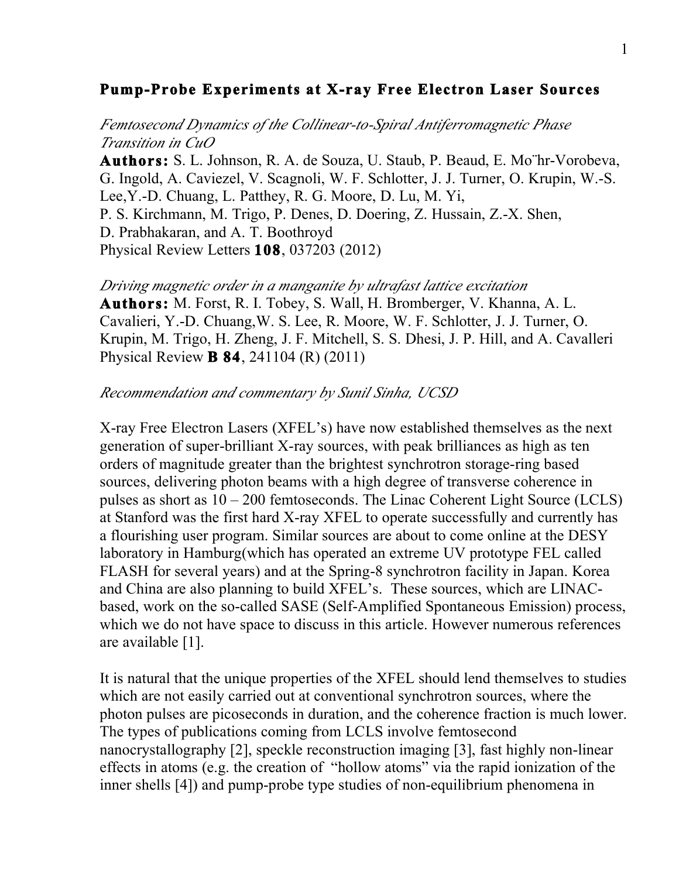# Pump-Probe Experiments at X-ray Free Electron Laser Sources

*Femtosecond Dynamics of the Collinear-to-Spiral Antiferromagnetic Phase Transition in CuO*

**Authors:** S. L. Johnson, R. A. de Souza, U. Staub, P. Beaud, E. Mo¨hr-Vorobeva, G. Ingold, A. Caviezel, V. Scagnoli, W. F. Schlotter, J. J. Turner, O. Krupin, W.-S. Lee,Y.-D. Chuang, L. Patthey, R. G. Moore, D. Lu, M. Yi, P. S. Kirchmann, M. Trigo, P. Denes, D. Doering, Z. Hussain, Z.-X. Shen, D. Prabhakaran, and A. T. Boothroyd
Physical Review Letters **108**, 037203 (2012)

*Driving magnetic order in a manganite by ultrafast lattice excitation*

**Authors:** M. Forst, R. I. Tobey, S. Wall, H. Bromberger, V. Khanna, A. L. Cavalieri, Y.-D. Chuang,W. S. Lee, R. Moore, W. F. Schlotter, J. J. Turner, O. Krupin, M. Trigo, H. Zheng, J. F. Mitchell, S. S. Dhesi, J. P. Hill, and A. Cavalleri
Physical Review **B 84**, 241104 (R) (2011)

*Recommendation and commentary by Sunil Sinha, UCSD*

X-ray Free Electron Lasers (XFEL's) have now established themselves as the next generation of super-brilliant X-ray sources, with peak brilliances as high as ten orders of magnitude greater than the brightest synchrotron storage-ring based sources, delivering photon beams with a high degree of transverse coherence in pulses as short as 10 – 200 femtoseconds. The Linac Coherent Light Source (LCLS) at Stanford was the first hard X-ray XFEL to operate successfully and currently has a flourishing user program. Similar sources are about to come online at the DESY laboratory in Hamburg(which has operated an extreme UV prototype FEL called FLASH for several years) and at the Spring-8 synchrotron facility in Japan. Korea and China are also planning to build XFEL's. These sources, which are LINAC-based, work on the so-called SASE (Self-Amplified Spontaneous Emission) process, which we do not have space to discuss in this article. However numerous references are available [1].

It is natural that the unique properties of the XFEL should lend themselves to studies which are not easily carried out at conventional synchrotron sources, where the photon pulses are picoseconds in duration, and the coherence fraction is much lower. The types of publications coming from LCLS involve femtosecond nanocrystallography [2], speckle reconstruction imaging [3], fast highly non-linear effects in atoms (e.g. the creation of "hollow atoms" via the rapid ionization of the inner shells [4]) and pump-probe type studies of non-equilibrium phenomena in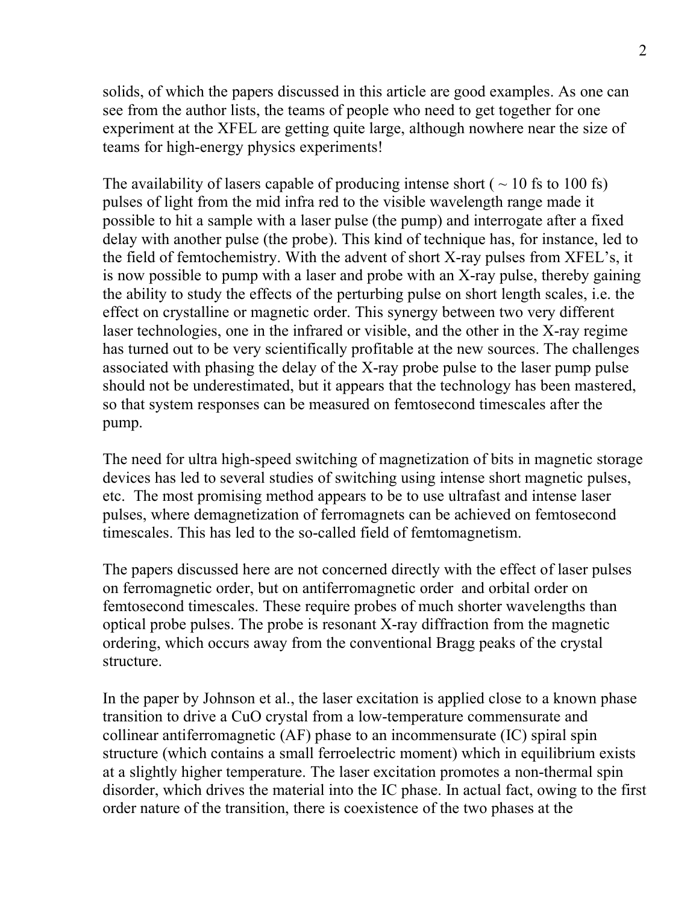solids, of which the papers discussed in this article are good examples. As one can see from the author lists, the teams of people who need to get together for one experiment at the XFEL are getting quite large, although nowhere near the size of teams for high-energy physics experiments!

The availability of lasers capable of producing intense short ( ~ 10 fs to 100 fs) pulses of light from the mid infra red to the visible wavelength range made it possible to hit a sample with a laser pulse (the pump) and interrogate after a fixed delay with another pulse (the probe). This kind of technique has, for instance, led to the field of femtochemistry. With the advent of short X-ray pulses from XFEL's, it is now possible to pump with a laser and probe with an X-ray pulse, thereby gaining the ability to study the effects of the perturbing pulse on short length scales, i.e. the effect on crystalline or magnetic order. This synergy between two very different laser technologies, one in the infrared or visible, and the other in the X-ray regime has turned out to be very scientifically profitable at the new sources. The challenges associated with phasing the delay of the X-ray probe pulse to the laser pump pulse should not be underestimated, but it appears that the technology has been mastered, so that system responses can be measured on femtosecond timescales after the pump.

The need for ultra high-speed switching of magnetization of bits in magnetic storage devices has led to several studies of switching using intense short magnetic pulses, etc. The most promising method appears to be to use ultrafast and intense laser pulses, where demagnetization of ferromagnets can be achieved on femtosecond timescales. This has led to the so-called field of femtomagnetism.

The papers discussed here are not concerned directly with the effect of laser pulses on ferromagnetic order, but on antiferromagnetic order and orbital order on femtosecond timescales. These require probes of much shorter wavelengths than optical probe pulses. The probe is resonant X-ray diffraction from the magnetic ordering, which occurs away from the conventional Bragg peaks of the crystal structure.

In the paper by Johnson et al., the laser excitation is applied close to a known phase transition to drive a CuO crystal from a low-temperature commensurate and collinear antiferromagnetic (AF) phase to an incommensurate (IC) spiral spin structure (which contains a small ferroelectric moment) which in equilibrium exists at a slightly higher temperature. The laser excitation promotes a non-thermal spin disorder, which drives the material into the IC phase. In actual fact, owing to the first order nature of the transition, there is coexistence of the two phases at the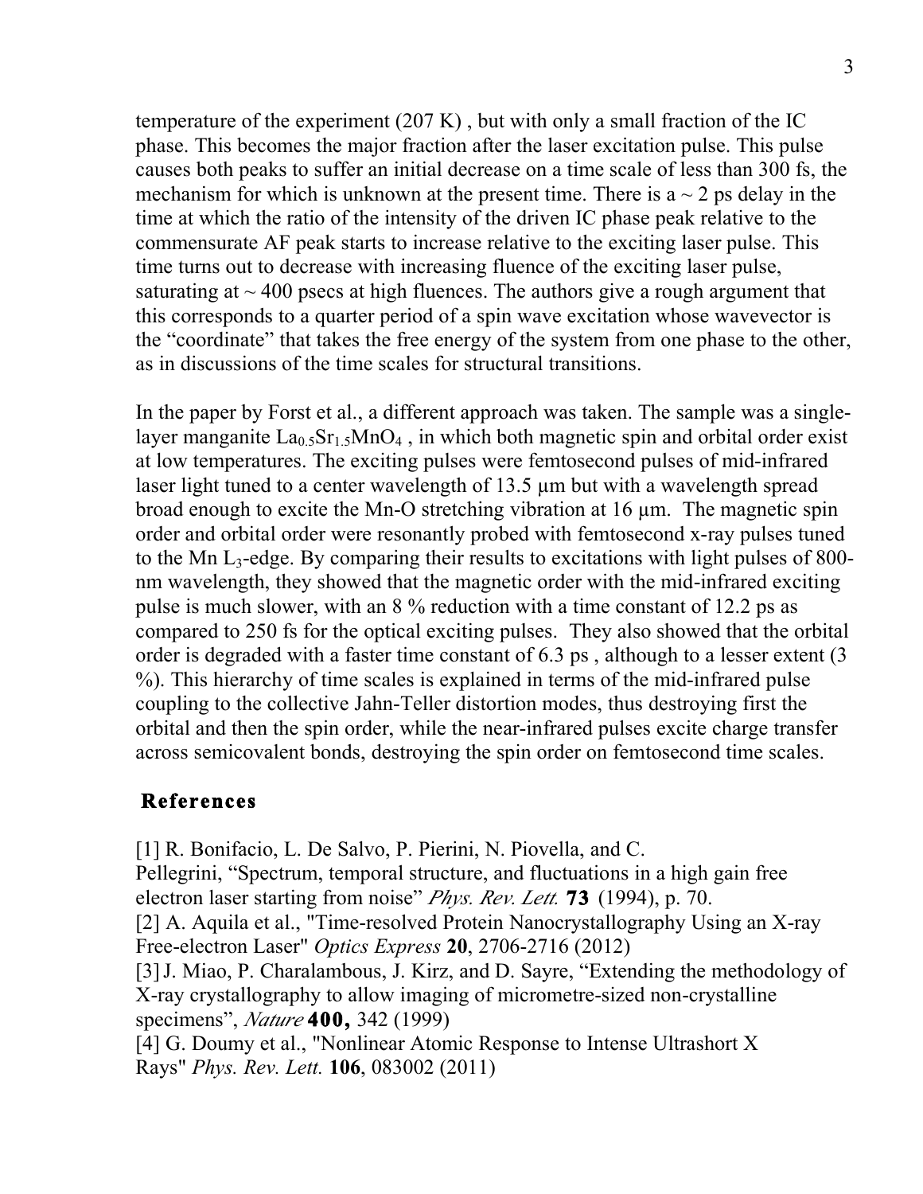temperature of the experiment (207 K) , but with only a small fraction of the IC phase. This becomes the major fraction after the laser excitation pulse. This pulse causes both peaks to suffer an initial decrease on a time scale of less than 300 fs, the mechanism for which is unknown at the present time. There is a ~ 2 ps delay in the time at which the ratio of the intensity of the driven IC phase peak relative to the commensurate AF peak starts to increase relative to the exciting laser pulse. This time turns out to decrease with increasing fluence of the exciting laser pulse, saturating at ~ 400 psecs at high fluences. The authors give a rough argument that this corresponds to a quarter period of a spin wave excitation whose wavevector is the "coordinate" that takes the free energy of the system from one phase to the other, as in discussions of the time scales for structural transitions.

In the paper by Forst et al., a different approach was taken. The sample was a single-layer manganite $La_{0.5}Sr_{1.5}MnO_4$ , in which both magnetic spin and orbital order exist at low temperatures. The exciting pulses were femtosecond pulses of mid-infrared laser light tuned to a center wavelength of 13.5 μm but with a wavelength spread broad enough to excite the Mn-O stretching vibration at 16 μm. The magnetic spin order and orbital order were resonantly probed with femtosecond x-ray pulses tuned to the Mn $L_3$-edge. By comparing their results to excitations with light pulses of 800-nm wavelength, they showed that the magnetic order with the mid-infrared exciting pulse is much slower, with an 8 % reduction with a time constant of 12.2 ps as compared to 250 fs for the optical exciting pulses. They also showed that the orbital order is degraded with a faster time constant of 6.3 ps , although to a lesser extent (3 %). This hierarchy of time scales is explained in terms of the mid-infrared pulse coupling to the collective Jahn-Teller distortion modes, thus destroying first the orbital and then the spin order, while the near-infrared pulses excite charge transfer across semicovalent bonds, destroying the spin order on femtosecond time scales.

## References

[1] R. Bonifacio, L. De Salvo, P. Pierini, N. Piovella, and C. Pellegrini, "Spectrum, temporal structure, and fluctuations in a high gain free electron laser starting from noise" *Phys. Rev. Lett.* **73** (1994), p. 70.
[2] A. Aquila et al., "Time-resolved Protein Nanocrystallography Using an X-ray Free-electron Laser" *Optics Express* **20**, 2706-2716 (2012)
[3] J. Miao, P. Charalambous, J. Kirz, and D. Sayre, "Extending the methodology of X-ray crystallography to allow imaging of micrometre-sized non-crystalline specimens", *Nature* **400,** 342 (1999)
[4] G. Doumy et al., "Nonlinear Atomic Response to Intense Ultrashort X Rays" *Phys. Rev. Lett.* **106**, 083002 (2011)